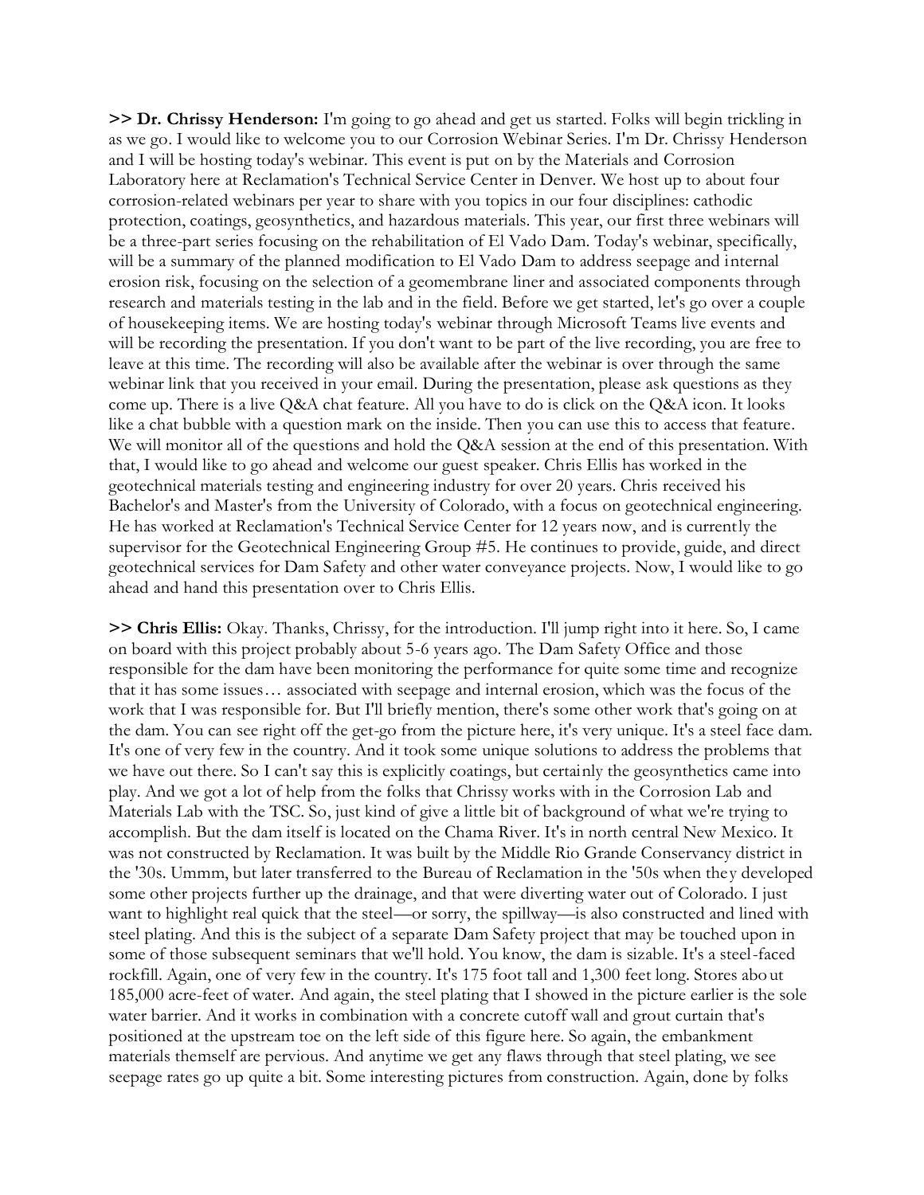**>> Dr. Chrissy Henderson:** I'm going to go ahead and get us started. Folks will begin trickling in as we go. I would like to welcome you to our Corrosion Webinar Series. I'm Dr. Chrissy Henderson and I will be hosting today's webinar. This event is put on by the Materials and Corrosion Laboratory here at Reclamation's Technical Service Center in Denver. We host up to about four corrosion-related webinars per year to share with you topics in our four disciplines: cathodic protection, coatings, geosynthetics, and hazardous materials. This year, our first three webinars will be a three-part series focusing on the rehabilitation of El Vado Dam. Today's webinar, specifically, will be a summary of the planned modification to El Vado Dam to address seepage and internal erosion risk, focusing on the selection of a geomembrane liner and associated components through research and materials testing in the lab and in the field. Before we get started, let's go over a couple of housekeeping items. We are hosting today's webinar through Microsoft Teams live events and will be recording the presentation. If you don't want to be part of the live recording, you are free to leave at this time. The recording will also be available after the webinar is over through the same webinar link that you received in your email. During the presentation, please ask questions as they come up. There is a live Q&A chat feature. All you have to do is click on the Q&A icon. It looks like a chat bubble with a question mark on the inside. Then you can use this to access that feature. We will monitor all of the questions and hold the Q&A session at the end of this presentation. With that, I would like to go ahead and welcome our guest speaker. Chris Ellis has worked in the geotechnical materials testing and engineering industry for over 20 years. Chris received his Bachelor's and Master's from the University of Colorado, with a focus on geotechnical engineering. He has worked at Reclamation's Technical Service Center for 12 years now, and is currently the supervisor for the Geotechnical Engineering Group #5. He continues to provide, guide, and direct geotechnical services for Dam Safety and other water conveyance projects. Now, I would like to go ahead and hand this presentation over to Chris Ellis.

**>> Chris Ellis:** Okay. Thanks, Chrissy, for the introduction. I'll jump right into it here. So, I came on board with this project probably about 5-6 years ago. The Dam Safety Office and those responsible for the dam have been monitoring the performance for quite some time and recognize that it has some issues… associated with seepage and internal erosion, which was the focus of the work that I was responsible for. But I'll briefly mention, there's some other work that's going on at the dam. You can see right off the get-go from the picture here, it's very unique. It's a steel face dam. It's one of very few in the country. And it took some unique solutions to address the problems that we have out there. So I can't say this is explicitly coatings, but certainly the geosynthetics came into play. And we got a lot of help from the folks that Chrissy works with in the Corrosion Lab and Materials Lab with the TSC. So, just kind of give a little bit of background of what we're trying to accomplish. But the dam itself is located on the Chama River. It's in north central New Mexico. It was not constructed by Reclamation. It was built by the Middle Rio Grande Conservancy district in the '30s. Ummm, but later transferred to the Bureau of Reclamation in the '50s when they developed some other projects further up the drainage, and that were diverting water out of Colorado. I just want to highlight real quick that the steel—or sorry, the spillway—is also constructed and lined with steel plating. And this is the subject of a separate Dam Safety project that may be touched upon in some of those subsequent seminars that we'll hold. You know, the dam is sizable. It's a steel-faced rockfill. Again, one of very few in the country. It's 175 foot tall and 1,300 feet long. Stores about 185,000 acre-feet of water. And again, the steel plating that I showed in the picture earlier is the sole water barrier. And it works in combination with a concrete cutoff wall and grout curtain that's positioned at the upstream toe on the left side of this figure here. So again, the embankment materials themself are pervious. And anytime we get any flaws through that steel plating, we see seepage rates go up quite a bit. Some interesting pictures from construction. Again, done by folks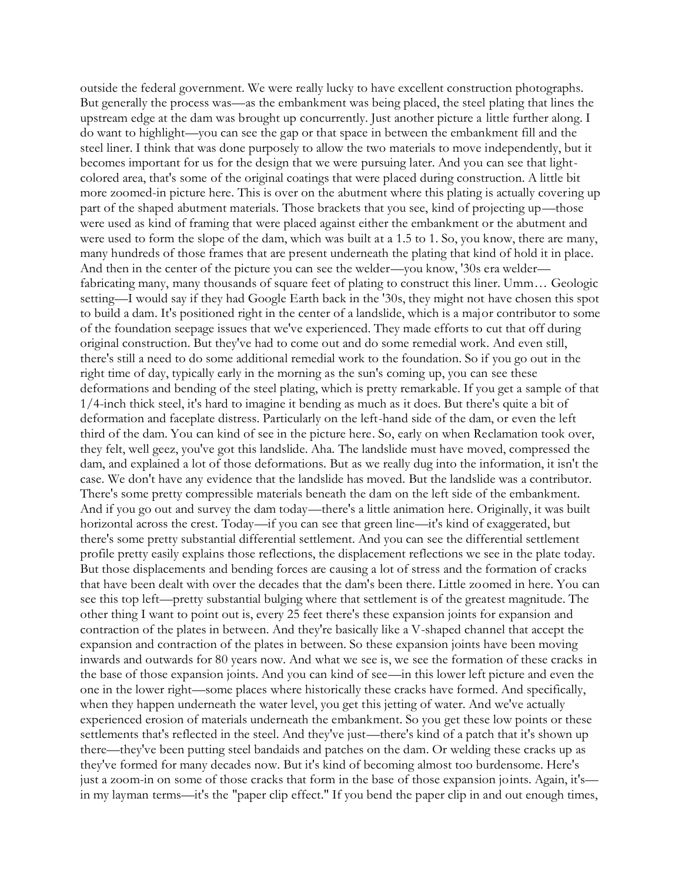outside the federal government. We were really lucky to have excellent construction photographs. But generally the process was—as the embankment was being placed, the steel plating that lines the upstream edge at the dam was brought up concurrently. Just another picture a little further along. I do want to highlight—you can see the gap or that space in between the embankment fill and the steel liner. I think that was done purposely to allow the two materials to move independently, but it becomes important for us for the design that we were pursuing later. And you can see that light-colored area, that's some of the original coatings that were placed during construction. A little bit more zoomed-in picture here. This is over on the abutment where this plating is actually covering up part of the shaped abutment materials. Those brackets that you see, kind of projecting up—those were used as kind of framing that were placed against either the embankment or the abutment and were used to form the slope of the dam, which was built at a 1.5 to 1. So, you know, there are many, many hundreds of those frames that are present underneath the plating that kind of hold it in place. And then in the center of the picture you can see the welder—you know, '30s era welder—fabricating many, many thousands of square feet of plating to construct this liner. Umm… Geologic setting—I would say if they had Google Earth back in the '30s, they might not have chosen this spot to build a dam. It's positioned right in the center of a landslide, which is a major contributor to some of the foundation seepage issues that we've experienced. They made efforts to cut that off during original construction. But they've had to come out and do some remedial work. And even still, there's still a need to do some additional remedial work to the foundation. So if you go out in the right time of day, typically early in the morning as the sun's coming up, you can see these deformations and bending of the steel plating, which is pretty remarkable. If you get a sample of that 1/4-inch thick steel, it's hard to imagine it bending as much as it does. But there's quite a bit of deformation and faceplate distress. Particularly on the left-hand side of the dam, or even the left third of the dam. You can kind of see in the picture here. So, early on when Reclamation took over, they felt, well geez, you've got this landslide. Aha. The landslide must have moved, compressed the dam, and explained a lot of those deformations. But as we really dug into the information, it isn't the case. We don't have any evidence that the landslide has moved. But the landslide was a contributor. There's some pretty compressible materials beneath the dam on the left side of the embankment. And if you go out and survey the dam today—there's a little animation here. Originally, it was built horizontal across the crest. Today—if you can see that green line—it's kind of exaggerated, but there's some pretty substantial differential settlement. And you can see the differential settlement profile pretty easily explains those reflections, the displacement reflections we see in the plate today. But those displacements and bending forces are causing a lot of stress and the formation of cracks that have been dealt with over the decades that the dam's been there. Little zoomed in here. You can see this top left—pretty substantial bulging where that settlement is of the greatest magnitude. The other thing I want to point out is, every 25 feet there's these expansion joints for expansion and contraction of the plates in between. And they're basically like a V-shaped channel that accept the expansion and contraction of the plates in between. So these expansion joints have been moving inwards and outwards for 80 years now. And what we see is, we see the formation of these cracks in the base of those expansion joints. And you can kind of see—in this lower left picture and even the one in the lower right—some places where historically these cracks have formed. And specifically, when they happen underneath the water level, you get this jetting of water. And we've actually experienced erosion of materials underneath the embankment. So you get these low points or these settlements that's reflected in the steel. And they've just—there's kind of a patch that it's shown up there—they've been putting steel bandaids and patches on the dam. Or welding these cracks up as they've formed for many decades now. But it's kind of becoming almost too burdensome. Here's just a zoom-in on some of those cracks that form in the base of those expansion joints. Again, it's—in my layman terms—it's the "paper clip effect." If you bend the paper clip in and out enough times,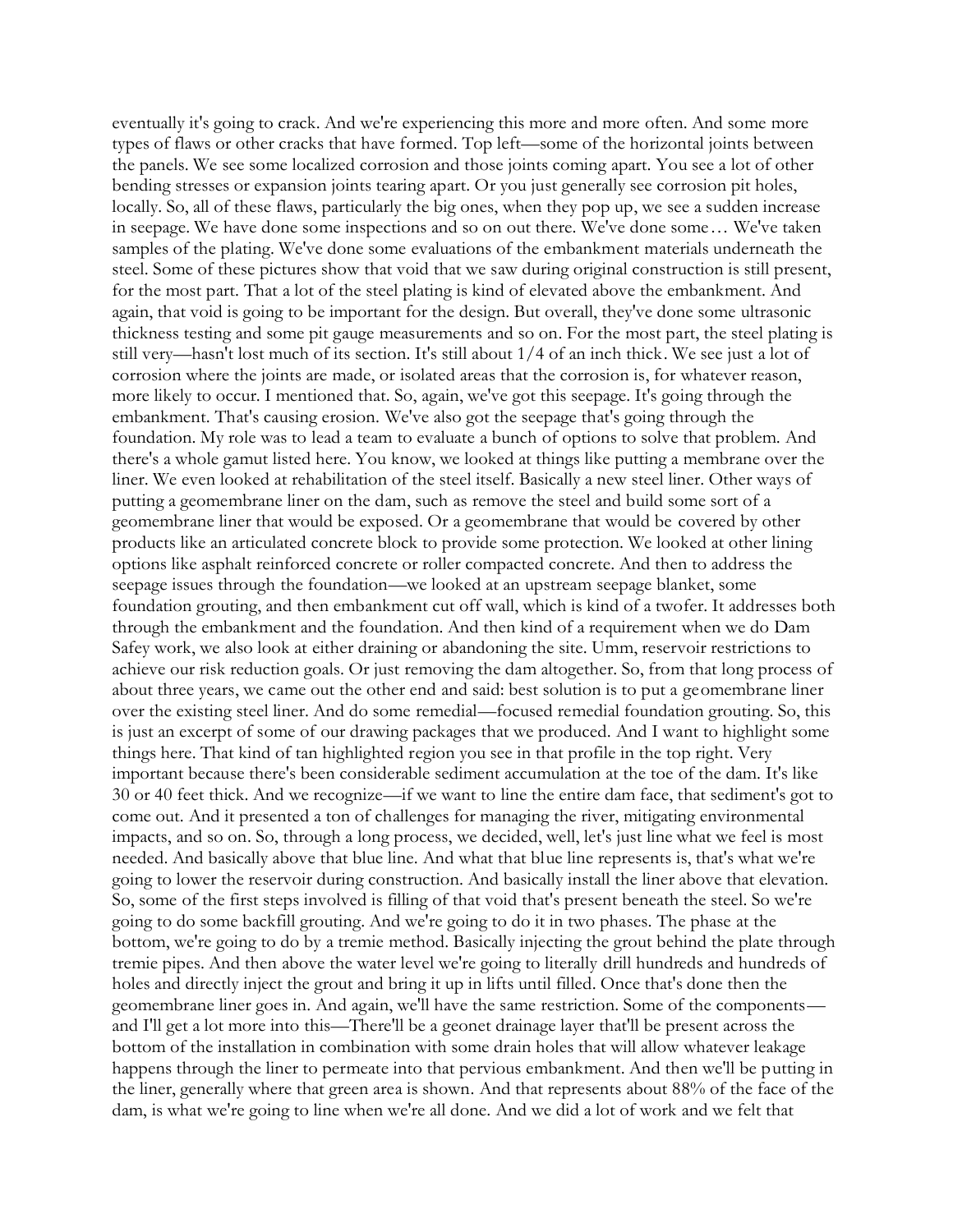eventually it's going to crack. And we're experiencing this more and more often. And some more types of flaws or other cracks that have formed. Top left—some of the horizontal joints between the panels. We see some localized corrosion and those joints coming apart. You see a lot of other bending stresses or expansion joints tearing apart. Or you just generally see corrosion pit holes, locally. So, all of these flaws, particularly the big ones, when they pop up, we see a sudden increase in seepage. We have done some inspections and so on out there. We've done some… We've taken samples of the plating. We've done some evaluations of the embankment materials underneath the steel. Some of these pictures show that void that we saw during original construction is still present, for the most part. That a lot of the steel plating is kind of elevated above the embankment. And again, that void is going to be important for the design. But overall, they've done some ultrasonic thickness testing and some pit gauge measurements and so on. For the most part, the steel plating is still very—hasn't lost much of its section. It's still about 1/4 of an inch thick. We see just a lot of corrosion where the joints are made, or isolated areas that the corrosion is, for whatever reason, more likely to occur. I mentioned that. So, again, we've got this seepage. It's going through the embankment. That's causing erosion. We've also got the seepage that's going through the foundation. My role was to lead a team to evaluate a bunch of options to solve that problem. And there's a whole gamut listed here. You know, we looked at things like putting a membrane over the liner. We even looked at rehabilitation of the steel itself. Basically a new steel liner. Other ways of putting a geomembrane liner on the dam, such as remove the steel and build some sort of a geomembrane liner that would be exposed. Or a geomembrane that would be covered by other products like an articulated concrete block to provide some protection. We looked at other lining options like asphalt reinforced concrete or roller compacted concrete. And then to address the seepage issues through the foundation—we looked at an upstream seepage blanket, some foundation grouting, and then embankment cut off wall, which is kind of a twofer. It addresses both through the embankment and the foundation. And then kind of a requirement when we do Dam Safey work, we also look at either draining or abandoning the site. Umm, reservoir restrictions to achieve our risk reduction goals. Or just removing the dam altogether. So, from that long process of about three years, we came out the other end and said: best solution is to put a geomembrane liner over the existing steel liner. And do some remedial—focused remedial foundation grouting. So, this is just an excerpt of some of our drawing packages that we produced. And I want to highlight some things here. That kind of tan highlighted region you see in that profile in the top right. Very important because there's been considerable sediment accumulation at the toe of the dam. It's like 30 or 40 feet thick. And we recognize—if we want to line the entire dam face, that sediment's got to come out. And it presented a ton of challenges for managing the river, mitigating environmental impacts, and so on. So, through a long process, we decided, well, let's just line what we feel is most needed. And basically above that blue line. And what that blue line represents is, that's what we're going to lower the reservoir during construction. And basically install the liner above that elevation. So, some of the first steps involved is filling of that void that's present beneath the steel. So we're going to do some backfill grouting. And we're going to do it in two phases. The phase at the bottom, we're going to do by a tremie method. Basically injecting the grout behind the plate through tremie pipes. And then above the water level we're going to literally drill hundreds and hundreds of holes and directly inject the grout and bring it up in lifts until filled. Once that's done then the geomembrane liner goes in. And again, we'll have the same restriction. Some of the components—and I'll get a lot more into this—There'll be a geonet drainage layer that'll be present across the bottom of the installation in combination with some drain holes that will allow whatever leakage happens through the liner to permeate into that pervious embankment. And then we'll be putting in the liner, generally where that green area is shown. And that represents about 88% of the face of the dam, is what we're going to line when we're all done. And we did a lot of work and we felt that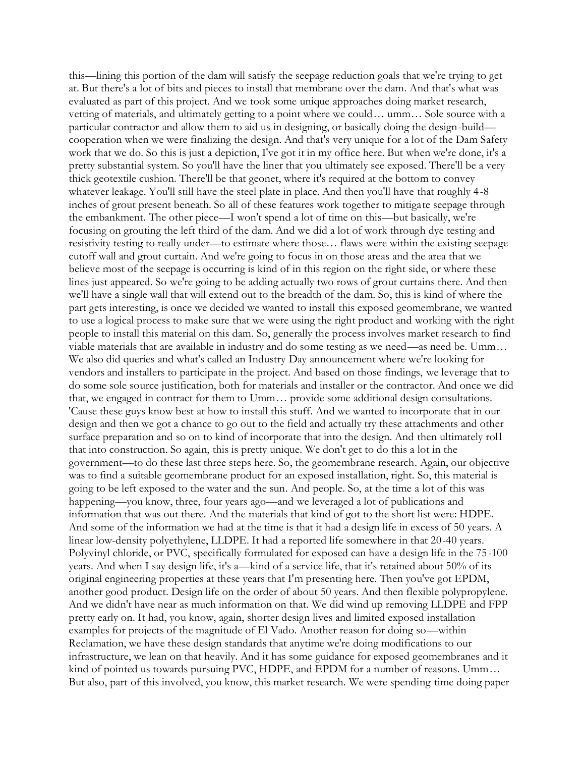this—lining this portion of the dam will satisfy the seepage reduction goals that we're trying to get at. But there's a lot of bits and pieces to install that membrane over the dam. And that's what was evaluated as part of this project. And we took some unique approaches doing market research, vetting of materials, and ultimately getting to a point where we could… umm… Sole source with a particular contractor and allow them to aid us in designing, or basically doing the design-build—cooperation when we were finalizing the design. And that's very unique for a lot of the Dam Safety work that we do. So this is just a depiction, I've got it in my office here. But when we're done, it's a pretty substantial system. So you'll have the liner that you ultimately see exposed. There'll be a very thick geotextile cushion. There'll be that geonet, where it's required at the bottom to convey whatever leakage. You'll still have the steel plate in place. And then you'll have that roughly 4-8 inches of grout present beneath. So all of these features work together to mitigate seepage through the embankment. The other piece—I won't spend a lot of time on this—but basically, we're focusing on grouting the left third of the dam. And we did a lot of work through dye testing and resistivity testing to really under—to estimate where those… flaws were within the existing seepage cutoff wall and grout curtain. And we're going to focus in on those areas and the area that we believe most of the seepage is occurring is kind of in this region on the right side, or where these lines just appeared. So we're going to be adding actually two rows of grout curtains there. And then we'll have a single wall that will extend out to the breadth of the dam. So, this is kind of where the part gets interesting, is once we decided we wanted to install this exposed geomembrane, we wanted to use a logical process to make sure that we were using the right product and working with the right people to install this material on this dam. So, generally the process involves market research to find viable materials that are available in industry and do some testing as we need—as need be. Umm… We also did queries and what's called an Industry Day announcement where we're looking for vendors and installers to participate in the project. And based on those findings, we leverage that to do some sole source justification, both for materials and installer or the contractor. And once we did that, we engaged in contract for them to Umm… provide some additional design consultations. 'Cause these guys know best at how to install this stuff. And we wanted to incorporate that in our design and then we got a chance to go out to the field and actually try these attachments and other surface preparation and so on to kind of incorporate that into the design. And then ultimately roll that into construction. So again, this is pretty unique. We don't get to do this a lot in the government—to do these last three steps here. So, the geomembrane research. Again, our objective was to find a suitable geomembrane product for an exposed installation, right. So, this material is going to be left exposed to the water and the sun. And people. So, at the time a lot of this was happening—you know, three, four years ago—and we leveraged a lot of publications and information that was out there. And the materials that kind of got to the short list were: HDPE. And some of the information we had at the time is that it had a design life in excess of 50 years. A linear low-density polyethylene, LLDPE. It had a reported life somewhere in that 20-40 years. Polyvinyl chloride, or PVC, specifically formulated for exposed can have a design life in the 75-100 years. And when I say design life, it's a—kind of a service life, that it's retained about 50% of its original engineering properties at these years that I'm presenting here. Then you've got EPDM, another good product. Design life on the order of about 50 years. And then flexible polypropylene. And we didn't have near as much information on that. We did wind up removing LLDPE and FPP pretty early on. It had, you know, again, shorter design lives and limited exposed installation examples for projects of the magnitude of El Vado. Another reason for doing so—within Reclamation, we have these design standards that anytime we're doing modifications to our infrastructure, we lean on that heavily. And it has some guidance for exposed geomembranes and it kind of pointed us towards pursuing PVC, HDPE, and EPDM for a number of reasons. Umm… But also, part of this involved, you know, this market research. We were spending time doing paper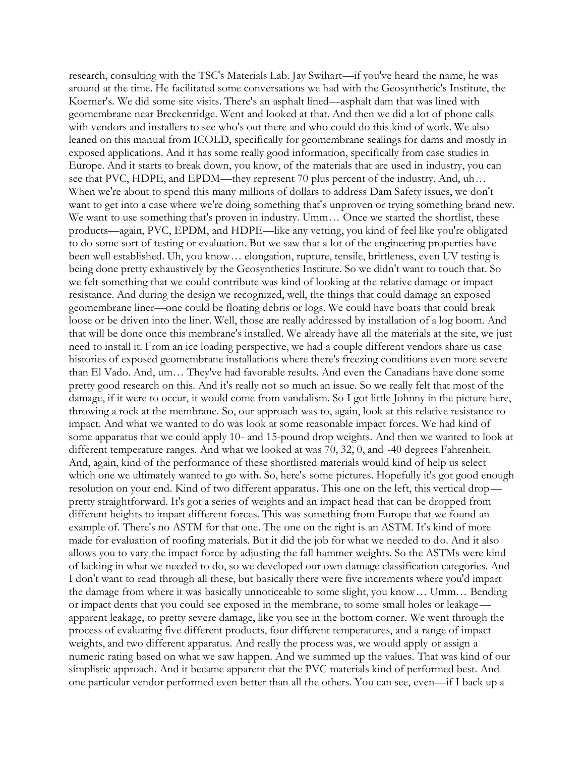research, consulting with the TSC's Materials Lab. Jay Swihart—if you've heard the name, he was around at the time. He facilitated some conversations we had with the Geosynthetic's Institute, the Koerner's. We did some site visits. There's an asphalt lined—asphalt dam that was lined with geomembrane near Breckenridge. Went and looked at that. And then we did a lot of phone calls with vendors and installers to see who's out there and who could do this kind of work. We also leaned on this manual from ICOLD, specifically for geomembrane sealings for dams and mostly in exposed applications. And it has some really good information, specifically from case studies in Europe. And it starts to break down, you know, of the materials that are used in industry, you can see that PVC, HDPE, and EPDM—they represent 70 plus percent of the industry. And, uh… When we're about to spend this many millions of dollars to address Dam Safety issues, we don't want to get into a case where we're doing something that's unproven or trying something brand new. We want to use something that's proven in industry. Umm… Once we started the shortlist, these products—again, PVC, EPDM, and HDPE—like any vetting, you kind of feel like you're obligated to do some sort of testing or evaluation. But we saw that a lot of the engineering properties have been well established. Uh, you know… elongation, rupture, tensile, brittleness, even UV testing is being done pretty exhaustively by the Geosynthetics Institute. So we didn't want to touch that. So we felt something that we could contribute was kind of looking at the relative damage or impact resistance. And during the design we recognized, well, the things that could damage an exposed geomembrane liner—one could be floating debris or logs. We could have boats that could break loose or be driven into the liner. Well, those are really addressed by installation of a log boom. And that will be done once this membrane's installed. We already have all the materials at the site, we just need to install it. From an ice loading perspective, we had a couple different vendors share us case histories of exposed geomembrane installations where there's freezing conditions even more severe than El Vado. And, um… They've had favorable results. And even the Canadians have done some pretty good research on this. And it's really not so much an issue. So we really felt that most of the damage, if it were to occur, it would come from vandalism. So I got little Johnny in the picture here, throwing a rock at the membrane. So, our approach was to, again, look at this relative resistance to impact. And what we wanted to do was look at some reasonable impact forces. We had kind of some apparatus that we could apply 10- and 15-pound drop weights. And then we wanted to look at different temperature ranges. And what we looked at was 70, 32, 0, and -40 degrees Fahrenheit. And, again, kind of the performance of these shortlisted materials would kind of help us select which one we ultimately wanted to go with. So, here's some pictures. Hopefully it's got good enough resolution on your end. Kind of two different apparatus. This one on the left, this vertical drop—pretty straightforward. It's got a series of weights and an impact head that can be dropped from different heights to impart different forces. This was something from Europe that we found an example of. There's no ASTM for that one. The one on the right is an ASTM. It's kind of more made for evaluation of roofing materials. But it did the job for what we needed to do. And it also allows you to vary the impact force by adjusting the fall hammer weights. So the ASTMs were kind of lacking in what we needed to do, so we developed our own damage classification categories. And I don't want to read through all these, but basically there were five increments where you'd impart the damage from where it was basically unnoticeable to some slight, you know… Umm… Bending or impact dents that you could see exposed in the membrane, to some small holes or leakage—apparent leakage, to pretty severe damage, like you see in the bottom corner. We went through the process of evaluating five different products, four different temperatures, and a range of impact weights, and two different apparatus. And really the process was, we would apply or assign a numeric rating based on what we saw happen. And we summed up the values. That was kind of our simplistic approach. And it became apparent that the PVC materials kind of performed best. And one particular vendor performed even better than all the others. You can see, even—if I back up a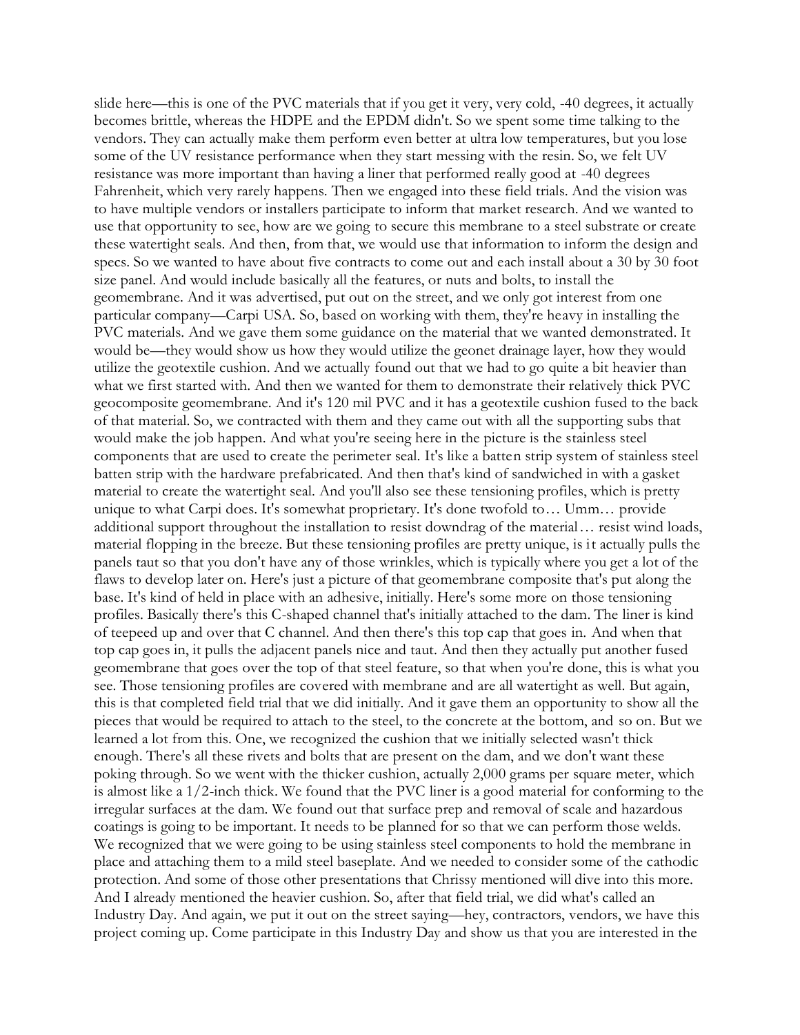slide here—this is one of the PVC materials that if you get it very, very cold, -40 degrees, it actually becomes brittle, whereas the HDPE and the EPDM didn't. So we spent some time talking to the vendors. They can actually make them perform even better at ultra low temperatures, but you lose some of the UV resistance performance when they start messing with the resin. So, we felt UV resistance was more important than having a liner that performed really good at -40 degrees Fahrenheit, which very rarely happens. Then we engaged into these field trials. And the vision was to have multiple vendors or installers participate to inform that market research. And we wanted to use that opportunity to see, how are we going to secure this membrane to a steel substrate or create these watertight seals. And then, from that, we would use that information to inform the design and specs. So we wanted to have about five contracts to come out and each install about a 30 by 30 foot size panel. And would include basically all the features, or nuts and bolts, to install the geomembrane. And it was advertised, put out on the street, and we only got interest from one particular company—Carpi USA. So, based on working with them, they're heavy in installing the PVC materials. And we gave them some guidance on the material that we wanted demonstrated. It would be—they would show us how they would utilize the geonet drainage layer, how they would utilize the geotextile cushion. And we actually found out that we had to go quite a bit heavier than what we first started with. And then we wanted for them to demonstrate their relatively thick PVC geocomposite geomembrane. And it's 120 mil PVC and it has a geotextile cushion fused to the back of that material. So, we contracted with them and they came out with all the supporting subs that would make the job happen. And what you're seeing here in the picture is the stainless steel components that are used to create the perimeter seal. It's like a batten strip system of stainless steel batten strip with the hardware prefabricated. And then that's kind of sandwiched in with a gasket material to create the watertight seal. And you'll also see these tensioning profiles, which is pretty unique to what Carpi does. It's somewhat proprietary. It's done twofold to… Umm… provide additional support throughout the installation to resist downdrag of the material… resist wind loads, material flopping in the breeze. But these tensioning profiles are pretty unique, is it actually pulls the panels taut so that you don't have any of those wrinkles, which is typically where you get a lot of the flaws to develop later on. Here's just a picture of that geomembrane composite that's put along the base. It's kind of held in place with an adhesive, initially. Here's some more on those tensioning profiles. Basically there's this C-shaped channel that's initially attached to the dam. The liner is kind of teepeed up and over that C channel. And then there's this top cap that goes in. And when that top cap goes in, it pulls the adjacent panels nice and taut. And then they actually put another fused geomembrane that goes over the top of that steel feature, so that when you're done, this is what you see. Those tensioning profiles are covered with membrane and are all watertight as well. But again, this is that completed field trial that we did initially. And it gave them an opportunity to show all the pieces that would be required to attach to the steel, to the concrete at the bottom, and so on. But we learned a lot from this. One, we recognized the cushion that we initially selected wasn't thick enough. There's all these rivets and bolts that are present on the dam, and we don't want these poking through. So we went with the thicker cushion, actually 2,000 grams per square meter, which is almost like a 1/2-inch thick. We found that the PVC liner is a good material for conforming to the irregular surfaces at the dam. We found out that surface prep and removal of scale and hazardous coatings is going to be important. It needs to be planned for so that we can perform those welds. We recognized that we were going to be using stainless steel components to hold the membrane in place and attaching them to a mild steel baseplate. And we needed to consider some of the cathodic protection. And some of those other presentations that Chrissy mentioned will dive into this more. And I already mentioned the heavier cushion. So, after that field trial, we did what's called an Industry Day. And again, we put it out on the street saying—hey, contractors, vendors, we have this project coming up. Come participate in this Industry Day and show us that you are interested in the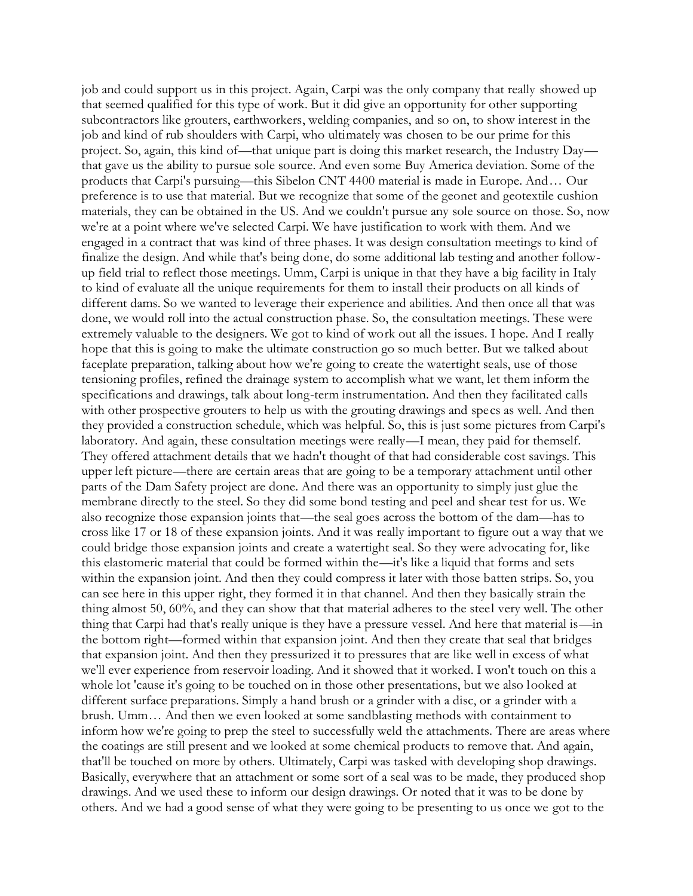job and could support us in this project. Again, Carpi was the only company that really showed up that seemed qualified for this type of work. But it did give an opportunity for other supporting subcontractors like grouters, earthworkers, welding companies, and so on, to show interest in the job and kind of rub shoulders with Carpi, who ultimately was chosen to be our prime for this project. So, again, this kind of—that unique part is doing this market research, the Industry Day—that gave us the ability to pursue sole source. And even some Buy America deviation. Some of the products that Carpi's pursuing—this Sibelon CNT 4400 material is made in Europe. And… Our preference is to use that material. But we recognize that some of the geonet and geotextile cushion materials, they can be obtained in the US. And we couldn't pursue any sole source on those. So, now we're at a point where we've selected Carpi. We have justification to work with them. And we engaged in a contract that was kind of three phases. It was design consultation meetings to kind of finalize the design. And while that's being done, do some additional lab testing and another follow-up field trial to reflect those meetings. Umm, Carpi is unique in that they have a big facility in Italy to kind of evaluate all the unique requirements for them to install their products on all kinds of different dams. So we wanted to leverage their experience and abilities. And then once all that was done, we would roll into the actual construction phase. So, the consultation meetings. These were extremely valuable to the designers. We got to kind of work out all the issues. I hope. And I really hope that this is going to make the ultimate construction go so much better. But we talked about faceplate preparation, talking about how we're going to create the watertight seals, use of those tensioning profiles, refined the drainage system to accomplish what we want, let them inform the specifications and drawings, talk about long-term instrumentation. And then they facilitated calls with other prospective grouters to help us with the grouting drawings and specs as well. And then they provided a construction schedule, which was helpful. So, this is just some pictures from Carpi's laboratory. And again, these consultation meetings were really—I mean, they paid for themself. They offered attachment details that we hadn't thought of that had considerable cost savings. This upper left picture—there are certain areas that are going to be a temporary attachment until other parts of the Dam Safety project are done. And there was an opportunity to simply just glue the membrane directly to the steel. So they did some bond testing and peel and shear test for us. We also recognize those expansion joints that—the seal goes across the bottom of the dam—has to cross like 17 or 18 of these expansion joints. And it was really important to figure out a way that we could bridge those expansion joints and create a watertight seal. So they were advocating for, like this elastomeric material that could be formed within the—it's like a liquid that forms and sets within the expansion joint. And then they could compress it later with those batten strips. So, you can see here in this upper right, they formed it in that channel. And then they basically strain the thing almost 50, 60%, and they can show that that material adheres to the steel very well. The other thing that Carpi had that's really unique is they have a pressure vessel. And here that material is—in the bottom right—formed within that expansion joint. And then they create that seal that bridges that expansion joint. And then they pressurized it to pressures that are like well in excess of what we'll ever experience from reservoir loading. And it showed that it worked. I won't touch on this a whole lot 'cause it's going to be touched on in those other presentations, but we also looked at different surface preparations. Simply a hand brush or a grinder with a disc, or a grinder with a brush. Umm… And then we even looked at some sandblasting methods with containment to inform how we're going to prep the steel to successfully weld the attachments. There are areas where the coatings are still present and we looked at some chemical products to remove that. And again, that'll be touched on more by others. Ultimately, Carpi was tasked with developing shop drawings. Basically, everywhere that an attachment or some sort of a seal was to be made, they produced shop drawings. And we used these to inform our design drawings. Or noted that it was to be done by others. And we had a good sense of what they were going to be presenting to us once we got to the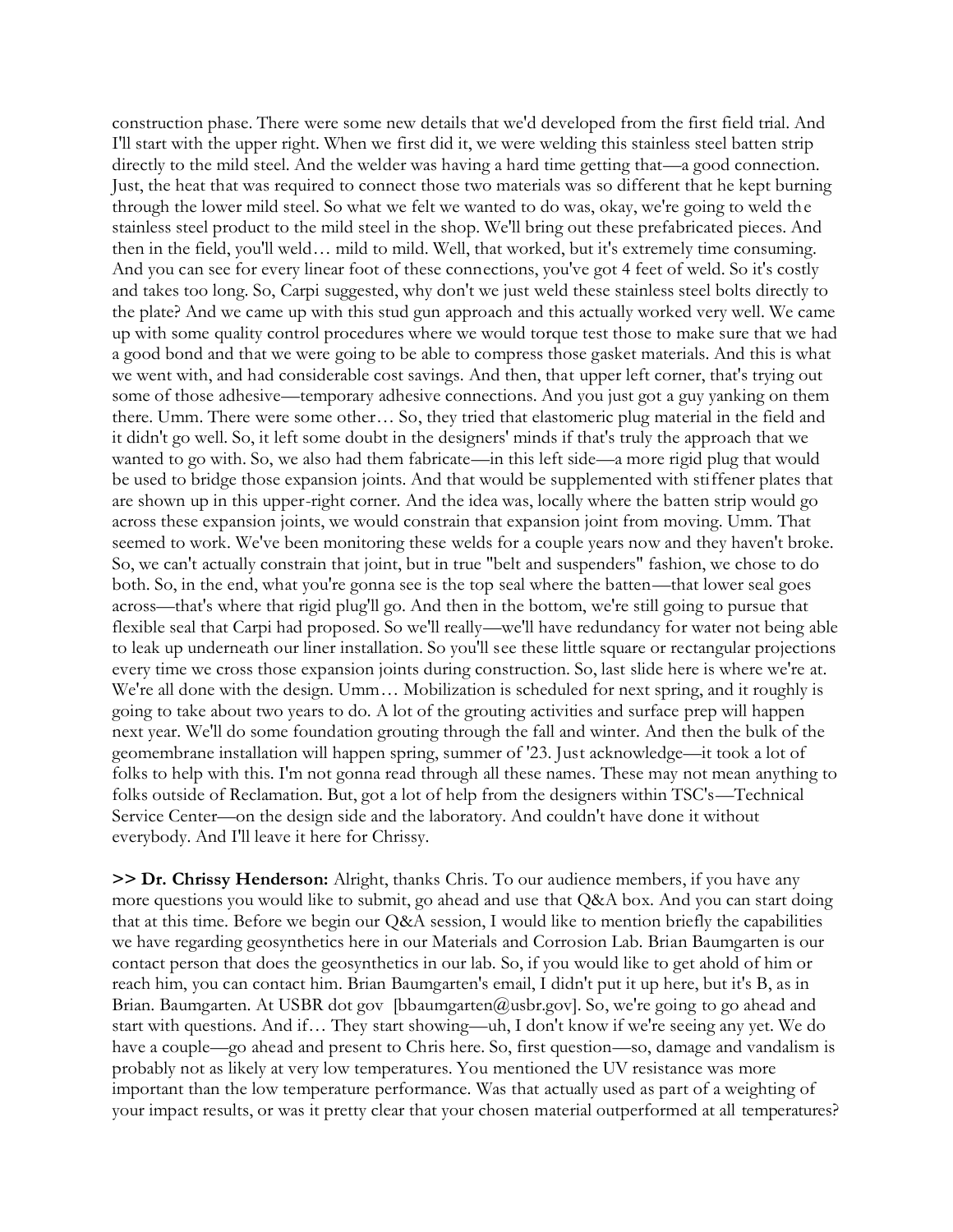construction phase. There were some new details that we'd developed from the first field trial. And I'll start with the upper right. When we first did it, we were welding this stainless steel batten strip directly to the mild steel. And the welder was having a hard time getting that—a good connection. Just, the heat that was required to connect those two materials was so different that he kept burning through the lower mild steel. So what we felt we wanted to do was, okay, we're going to weld the stainless steel product to the mild steel in the shop. We'll bring out these prefabricated pieces. And then in the field, you'll weld… mild to mild. Well, that worked, but it's extremely time consuming. And you can see for every linear foot of these connections, you've got 4 feet of weld. So it's costly and takes too long. So, Carpi suggested, why don't we just weld these stainless steel bolts directly to the plate? And we came up with this stud gun approach and this actually worked very well. We came up with some quality control procedures where we would torque test those to make sure that we had a good bond and that we were going to be able to compress those gasket materials. And this is what we went with, and had considerable cost savings. And then, that upper left corner, that's trying out some of those adhesive—temporary adhesive connections. And you just got a guy yanking on them there. Umm. There were some other… So, they tried that elastomeric plug material in the field and it didn't go well. So, it left some doubt in the designers' minds if that's truly the approach that we wanted to go with. So, we also had them fabricate—in this left side—a more rigid plug that would be used to bridge those expansion joints. And that would be supplemented with stiffener plates that are shown up in this upper-right corner. And the idea was, locally where the batten strip would go across these expansion joints, we would constrain that expansion joint from moving. Umm. That seemed to work. We've been monitoring these welds for a couple years now and they haven't broke. So, we can't actually constrain that joint, but in true "belt and suspenders" fashion, we chose to do both. So, in the end, what you're gonna see is the top seal where the batten—that lower seal goes across—that's where that rigid plug'll go. And then in the bottom, we're still going to pursue that flexible seal that Carpi had proposed. So we'll really—we'll have redundancy for water not being able to leak up underneath our liner installation. So you'll see these little square or rectangular projections every time we cross those expansion joints during construction. So, last slide here is where we're at. We're all done with the design. Umm… Mobilization is scheduled for next spring, and it roughly is going to take about two years to do. A lot of the grouting activities and surface prep will happen next year. We'll do some foundation grouting through the fall and winter. And then the bulk of the geomembrane installation will happen spring, summer of '23. Just acknowledge—it took a lot of folks to help with this. I'm not gonna read through all these names. These may not mean anything to folks outside of Reclamation. But, got a lot of help from the designers within TSC's—Technical Service Center—on the design side and the laboratory. And couldn't have done it without everybody. And I'll leave it here for Chrissy.

**>> Dr. Chrissy Henderson:** Alright, thanks Chris. To our audience members, if you have any more questions you would like to submit, go ahead and use that Q&A box. And you can start doing that at this time. Before we begin our Q&A session, I would like to mention briefly the capabilities we have regarding geosynthetics here in our Materials and Corrosion Lab. Brian Baumgarten is our contact person that does the geosynthetics in our lab. So, if you would like to get ahold of him or reach him, you can contact him. Brian Baumgarten's email, I didn't put it up here, but it's B, as in Brian. Baumgarten. At USBR dot gov [bbaumgarten@usbr.gov]. So, we're going to go ahead and start with questions. And if… They start showing—uh, I don't know if we're seeing any yet. We do have a couple—go ahead and present to Chris here. So, first question—so, damage and vandalism is probably not as likely at very low temperatures. You mentioned the UV resistance was more important than the low temperature performance. Was that actually used as part of a weighting of your impact results, or was it pretty clear that your chosen material outperformed at all temperatures?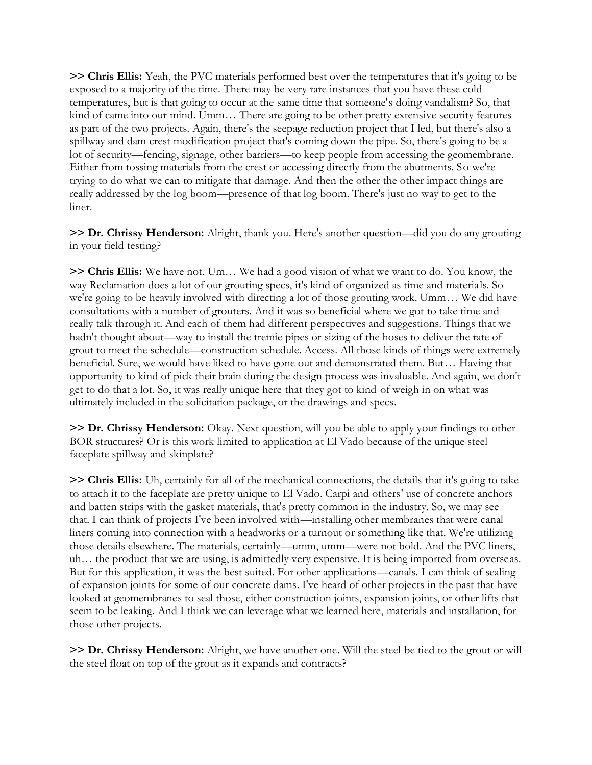**>> Chris Ellis:** Yeah, the PVC materials performed best over the temperatures that it's going to be exposed to a majority of the time. There may be very rare instances that you have these cold temperatures, but is that going to occur at the same time that someone's doing vandalism? So, that kind of came into our mind. Umm… There are going to be other pretty extensive security features as part of the two projects. Again, there's the seepage reduction project that I led, but there's also a spillway and dam crest modification project that's coming down the pipe. So, there's going to be a lot of security—fencing, signage, other barriers—to keep people from accessing the geomembrane. Either from tossing materials from the crest or accessing directly from the abutments. So we're trying to do what we can to mitigate that damage. And then the other the other impact things are really addressed by the log boom—presence of that log boom. There's just no way to get to the liner.

**>> Dr. Chrissy Henderson:** Alright, thank you. Here's another question—did you do any grouting in your field testing?

**>> Chris Ellis:** We have not. Um… We had a good vision of what we want to do. You know, the way Reclamation does a lot of our grouting specs, it's kind of organized as time and materials. So we're going to be heavily involved with directing a lot of those grouting work. Umm… We did have consultations with a number of grouters. And it was so beneficial where we got to take time and really talk through it. And each of them had different perspectives and suggestions. Things that we hadn't thought about—way to install the tremie pipes or sizing of the hoses to deliver the rate of grout to meet the schedule—construction schedule. Access. All those kinds of things were extremely beneficial. Sure, we would have liked to have gone out and demonstrated them. But… Having that opportunity to kind of pick their brain during the design process was invaluable. And again, we don't get to do that a lot. So, it was really unique here that they got to kind of weigh in on what was ultimately included in the solicitation package, or the drawings and specs.

**>> Dr. Chrissy Henderson:** Okay. Next question, will you be able to apply your findings to other BOR structures? Or is this work limited to application at El Vado because of the unique steel faceplate spillway and skinplate?

**>> Chris Ellis:** Uh, certainly for all of the mechanical connections, the details that it's going to take to attach it to the faceplate are pretty unique to El Vado. Carpi and others' use of concrete anchors and batten strips with the gasket materials, that's pretty common in the industry. So, we may see that. I can think of projects I've been involved with—installing other membranes that were canal liners coming into connection with a headworks or a turnout or something like that. We're utilizing those details elsewhere. The materials, certainly—umm, umm—were not bold. And the PVC liners, uh… the product that we are using, is admittedly very expensive. It is being imported from overseas. But for this application, it was the best suited. For other applications—canals. I can think of sealing of expansion joints for some of our concrete dams. I've heard of other projects in the past that have looked at geomembranes to seal those, either construction joints, expansion joints, or other lifts that seem to be leaking. And I think we can leverage what we learned here, materials and installation, for those other projects.

**>> Dr. Chrissy Henderson:** Alright, we have another one. Will the steel be tied to the grout or will the steel float on top of the grout as it expands and contracts?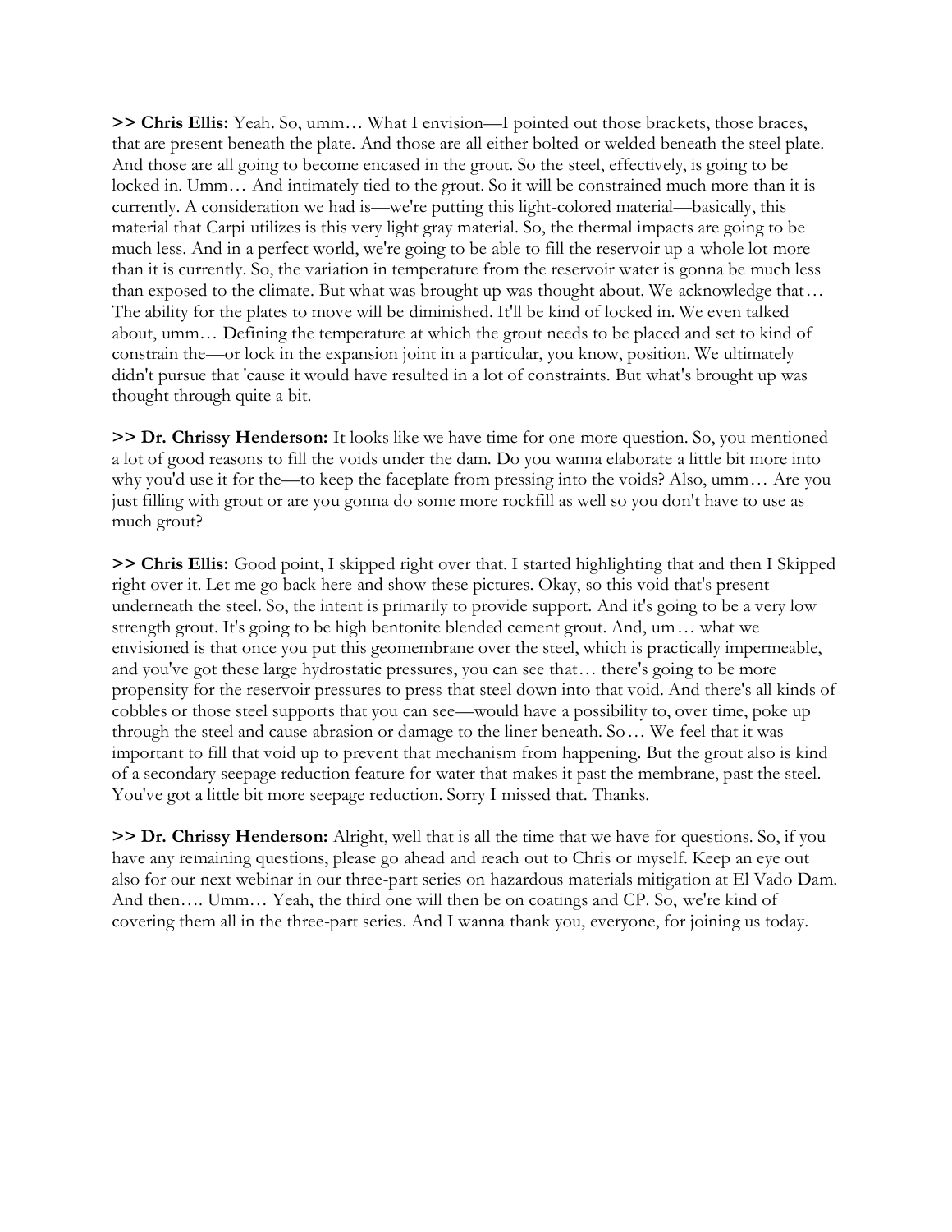**>> Chris Ellis:** Yeah. So, umm… What I envision—I pointed out those brackets, those braces, that are present beneath the plate. And those are all either bolted or welded beneath the steel plate. And those are all going to become encased in the grout. So the steel, effectively, is going to be locked in. Umm… And intimately tied to the grout. So it will be constrained much more than it is currently. A consideration we had is—we're putting this light-colored material—basically, this material that Carpi utilizes is this very light gray material. So, the thermal impacts are going to be much less. And in a perfect world, we're going to be able to fill the reservoir up a whole lot more than it is currently. So, the variation in temperature from the reservoir water is gonna be much less than exposed to the climate. But what was brought up was thought about. We acknowledge that… The ability for the plates to move will be diminished. It'll be kind of locked in. We even talked about, umm… Defining the temperature at which the grout needs to be placed and set to kind of constrain the—or lock in the expansion joint in a particular, you know, position. We ultimately didn't pursue that 'cause it would have resulted in a lot of constraints. But what's brought up was thought through quite a bit.

**>> Dr. Chrissy Henderson:** It looks like we have time for one more question. So, you mentioned a lot of good reasons to fill the voids under the dam. Do you wanna elaborate a little bit more into why you'd use it for the—to keep the faceplate from pressing into the voids? Also, umm… Are you just filling with grout or are you gonna do some more rockfill as well so you don't have to use as much grout?

**>> Chris Ellis:** Good point, I skipped right over that. I started highlighting that and then I Skipped right over it. Let me go back here and show these pictures. Okay, so this void that's present underneath the steel. So, the intent is primarily to provide support. And it's going to be a very low strength grout. It's going to be high bentonite blended cement grout. And, um… what we envisioned is that once you put this geomembrane over the steel, which is practically impermeable, and you've got these large hydrostatic pressures, you can see that… there's going to be more propensity for the reservoir pressures to press that steel down into that void. And there's all kinds of cobbles or those steel supports that you can see—would have a possibility to, over time, poke up through the steel and cause abrasion or damage to the liner beneath. So… We feel that it was important to fill that void up to prevent that mechanism from happening. But the grout also is kind of a secondary seepage reduction feature for water that makes it past the membrane, past the steel. You've got a little bit more seepage reduction. Sorry I missed that. Thanks.

**>> Dr. Chrissy Henderson:** Alright, well that is all the time that we have for questions. So, if you have any remaining questions, please go ahead and reach out to Chris or myself. Keep an eye out also for our next webinar in our three-part series on hazardous materials mitigation at El Vado Dam. And then…. Umm… Yeah, the third one will then be on coatings and CP. So, we're kind of covering them all in the three-part series. And I wanna thank you, everyone, for joining us today.